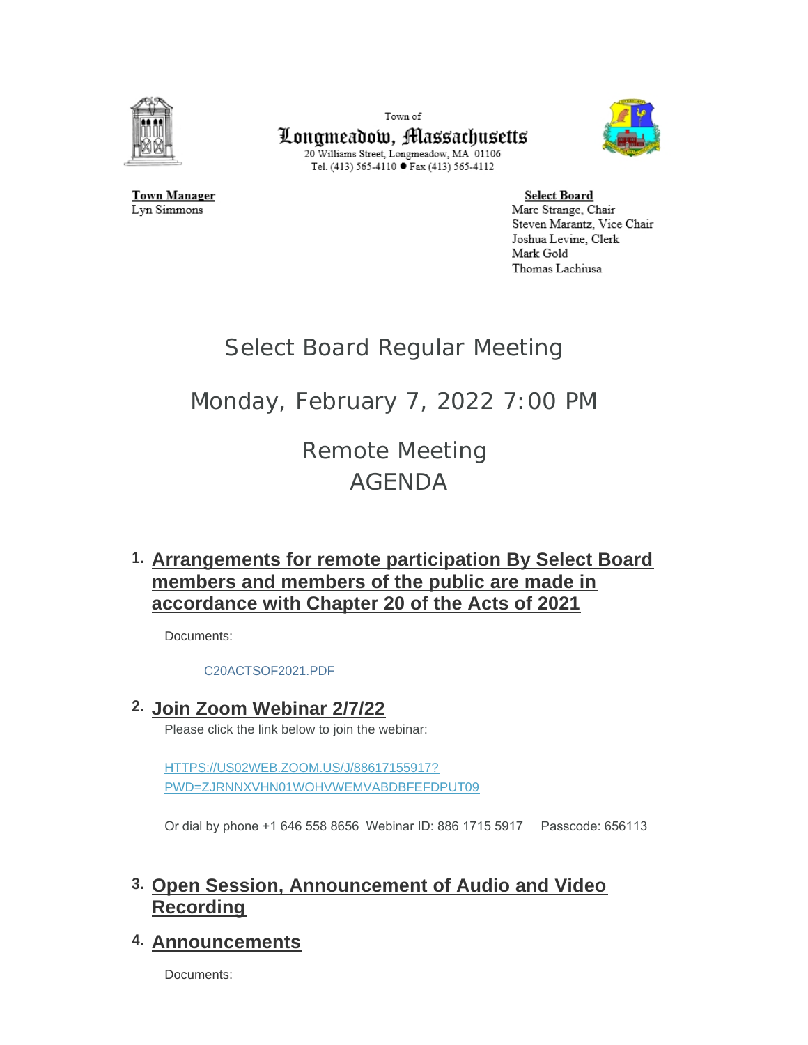Town of

**Longmeadow, Massachusetts**

20 Williams Street, Longmeadow, MA 01106

Tel. (413) 565-4110 ● Fax (413) 565-4112

**Town Manager**
Lyn Simmons

**Select Board**
Marc Strange, Chair
Steven Marantz, Vice Chair
Joshua Levine, Clerk
Mark Gold
Thomas Lachiusa

# Select Board Regular Meeting

## Monday, February 7, 2022 7:00 PM

## Remote Meeting
## AGENDA

### 1. Arrangements for remote participation By Select Board members and members of the public are made in accordance with Chapter 20 of the Acts of 2021

Documents:

C20ACTSOF2021.PDF

### 2. Join Zoom Webinar 2/7/22

Please click the link below to join the webinar:

HTTPS://US02WEB.ZOOM.US/J/88617155917?PWD=ZJRNNXVHN01WOHVWEMVABDBFEFDPUT09

Or dial by phone +1 646 558 8656 Webinar ID: 886 1715 5917 Passcode: 656113

### 3. Open Session, Announcement of Audio and Video Recording

### 4. Announcements

Documents: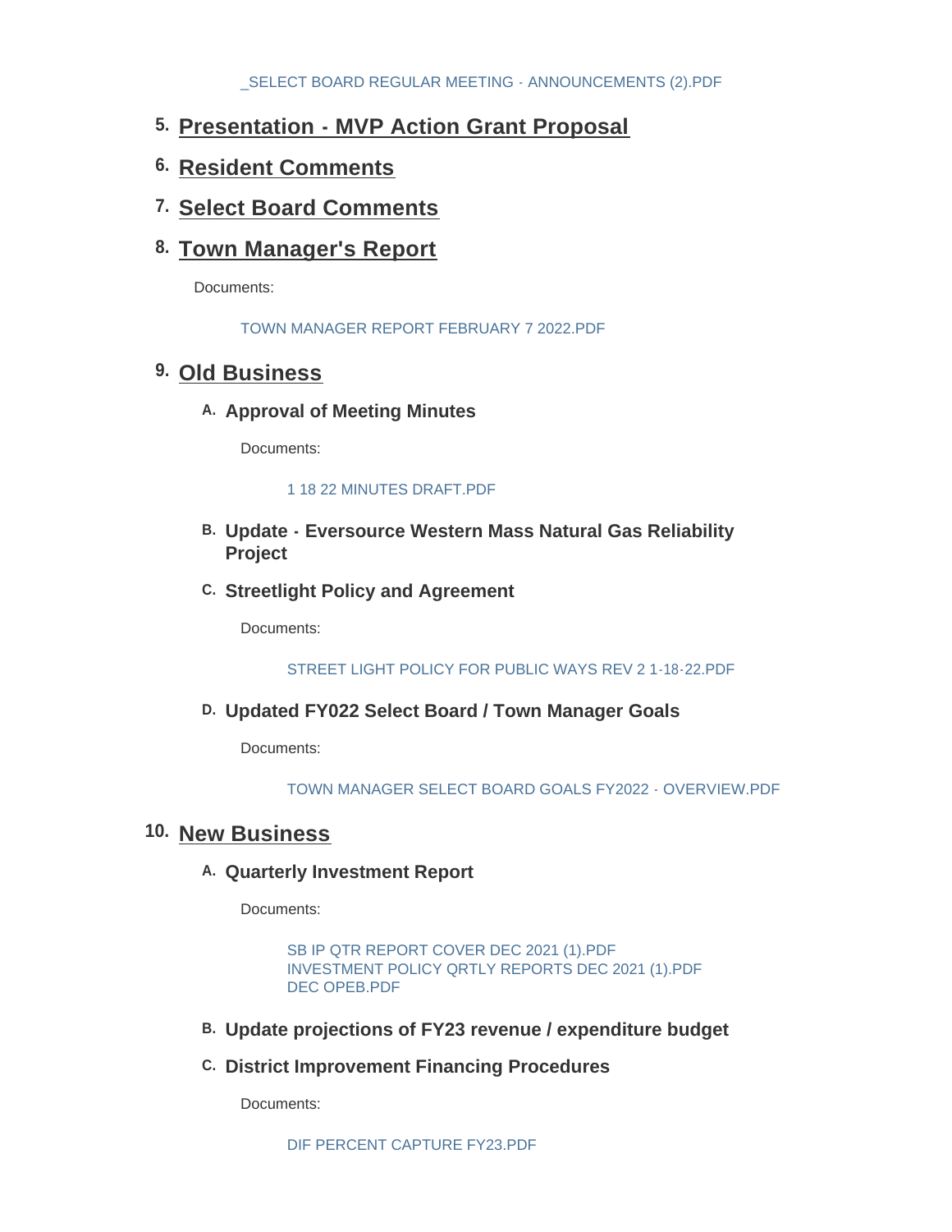_SELECT BOARD REGULAR MEETING - ANNOUNCEMENTS (2).PDF

## 5. Presentation - MVP Action Grant Proposal

## 6. Resident Comments

## 7. Select Board Comments

## 8. Town Manager's Report

Documents:

TOWN MANAGER REPORT FEBRUARY 7 2022.PDF

## 9. Old Business

### A. Approval of Meeting Minutes

Documents:

1 18 22 MINUTES DRAFT.PDF

### B. Update - Eversource Western Mass Natural Gas Reliability Project

### C. Streetlight Policy and Agreement

Documents:

STREET LIGHT POLICY FOR PUBLIC WAYS REV 2 1-18-22.PDF

### D. Updated FY022 Select Board / Town Manager Goals

Documents:

TOWN MANAGER SELECT BOARD GOALS FY2022 - OVERVIEW.PDF

## 10. New Business

### A. Quarterly Investment Report

Documents:

SB IP QTR REPORT COVER DEC 2021 (1).PDF
INVESTMENT POLICY QRTLY REPORTS DEC 2021 (1).PDF
DEC OPEB.PDF

### B. Update projections of FY23 revenue / expenditure budget

### C. District Improvement Financing Procedures

Documents:

DIF PERCENT CAPTURE FY23.PDF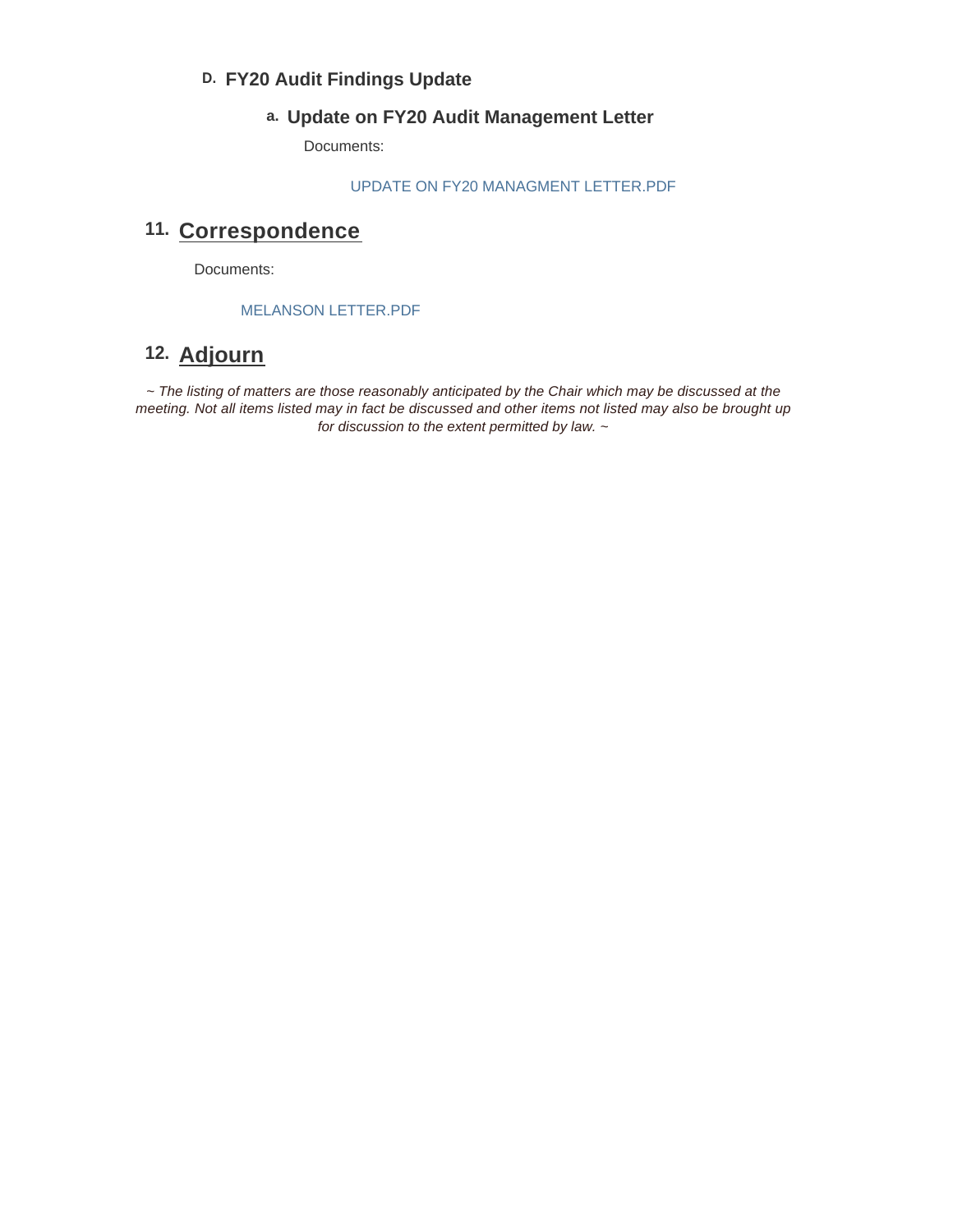### D. FY20 Audit Findings Update

#### a. Update on FY20 Audit Management Letter

Documents:

UPDATE ON FY20 MANAGMENT LETTER.PDF

## 11. Correspondence

Documents:

MELANSON LETTER.PDF

## 12. Adjourn

*~ The listing of matters are those reasonably anticipated by the Chair which may be discussed at the meeting. Not all items listed may in fact be discussed and other items not listed may also be brought up for discussion to the extent permitted by law. ~*